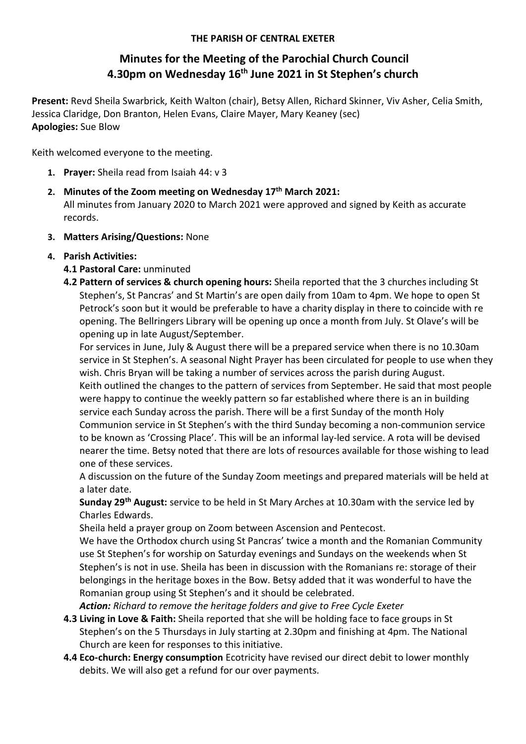**THE PARISH OF CENTRAL EXETER**

# Minutes for the Meeting of the Parochial Church Council
## 4.30pm on Wednesday 16th June 2021 in St Stephen's church

**Present:** Revd Sheila Swarbrick, Keith Walton (chair), Betsy Allen, Richard Skinner, Viv Asher, Celia Smith, Jessica Claridge, Don Branton, Helen Evans, Claire Mayer, Mary Keaney (sec)
**Apologies:** Sue Blow

Keith welcomed everyone to the meeting.

1. **Prayer:** Sheila read from Isaiah 44: v 3

2. **Minutes of the Zoom meeting on Wednesday 17th March 2021:**
   All minutes from January 2020 to March 2021 were approved and signed by Keith as accurate records.

3. **Matters Arising/Questions:** None

4. **Parish Activities:**

   **4.1 Pastoral Care:** unminuted

   **4.2 Pattern of services & church opening hours:** Sheila reported that the 3 churches including St Stephen's, St Pancras' and St Martin's are open daily from 10am to 4pm. We hope to open St Petrock's soon but it would be preferable to have a charity display in there to coincide with re opening. The Bellringers Library will be opening up once a month from July. St Olave's will be opening up in late August/September.

   For services in June, July & August there will be a prepared service when there is no 10.30am service in St Stephen's. A seasonal Night Prayer has been circulated for people to use when they wish. Chris Bryan will be taking a number of services across the parish during August.

   Keith outlined the changes to the pattern of services from September. He said that most people were happy to continue the weekly pattern so far established where there is an in building service each Sunday across the parish. There will be a first Sunday of the month Holy Communion service in St Stephen's with the third Sunday becoming a non-communion service to be known as 'Crossing Place'. This will be an informal lay-led service. A rota will be devised nearer the time. Betsy noted that there are lots of resources available for those wishing to lead one of these services.

   A discussion on the future of the Sunday Zoom meetings and prepared materials will be held at a later date.

   **Sunday 29th August:** service to be held in St Mary Arches at 10.30am with the service led by Charles Edwards.

   Sheila held a prayer group on Zoom between Ascension and Pentecost.

   We have the Orthodox church using St Pancras' twice a month and the Romanian Community use St Stephen's for worship on Saturday evenings and Sundays on the weekends when St Stephen's is not in use. Sheila has been in discussion with the Romanians re: storage of their belongings in the heritage boxes in the Bow. Betsy added that it was wonderful to have the Romanian group using St Stephen's and it should be celebrated.

   ***Action:*** *Richard to remove the heritage folders and give to Free Cycle Exeter*

   **4.3 Living in Love & Faith:** Sheila reported that she will be holding face to face groups in St Stephen's on the 5 Thursdays in July starting at 2.30pm and finishing at 4pm. The National Church are keen for responses to this initiative.

   **4.4 Eco-church: Energy consumption** Ecotricity have revised our direct debit to lower monthly debits. We will also get a refund for our over payments.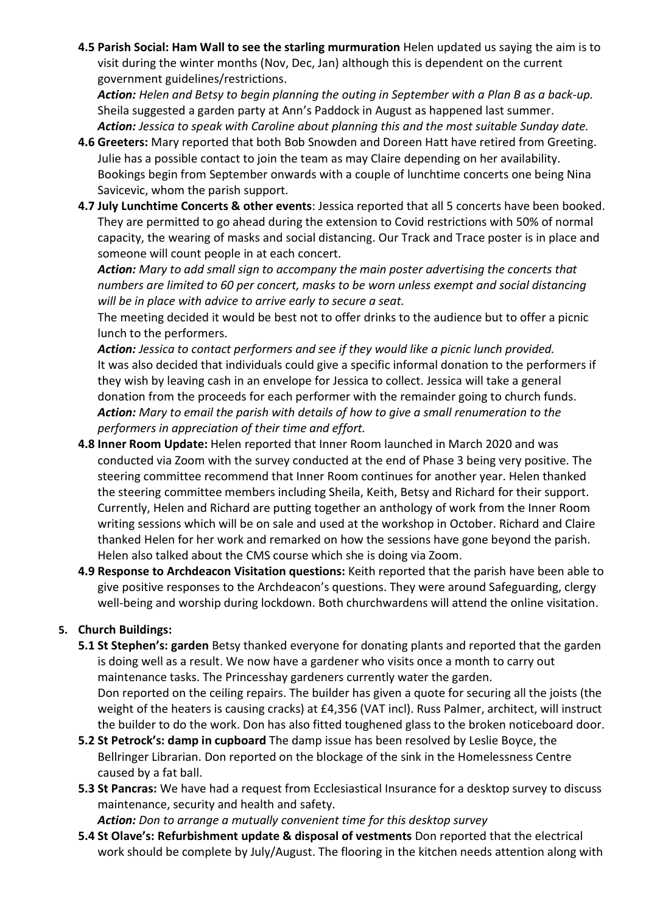**4.5 Parish Social: Ham Wall to see the starling murmuration** Helen updated us saying the aim is to visit during the winter months (Nov, Dec, Jan) although this is dependent on the current government guidelines/restrictions.
*Action: Helen and Betsy to begin planning the outing in September with a Plan B as a back-up.*
Sheila suggested a garden party at Ann's Paddock in August as happened last summer.
*Action: Jessica to speak with Caroline about planning this and the most suitable Sunday date.*

**4.6 Greeters:** Mary reported that both Bob Snowden and Doreen Hatt have retired from Greeting. Julie has a possible contact to join the team as may Claire depending on her availability. Bookings begin from September onwards with a couple of lunchtime concerts one being Nina Savicevic, whom the parish support.

**4.7 July Lunchtime Concerts & other events**: Jessica reported that all 5 concerts have been booked. They are permitted to go ahead during the extension to Covid restrictions with 50% of normal capacity, the wearing of masks and social distancing. Our Track and Trace poster is in place and someone will count people in at each concert.
*Action: Mary to add small sign to accompany the main poster advertising the concerts that numbers are limited to 60 per concert, masks to be worn unless exempt and social distancing will be in place with advice to arrive early to secure a seat.*
The meeting decided it would be best not to offer drinks to the audience but to offer a picnic lunch to the performers.
*Action: Jessica to contact performers and see if they would like a picnic lunch provided.*
It was also decided that individuals could give a specific informal donation to the performers if they wish by leaving cash in an envelope for Jessica to collect. Jessica will take a general donation from the proceeds for each performer with the remainder going to church funds.
*Action: Mary to email the parish with details of how to give a small renumeration to the performers in appreciation of their time and effort.*

**4.8 Inner Room Update:** Helen reported that Inner Room launched in March 2020 and was conducted via Zoom with the survey conducted at the end of Phase 3 being very positive. The steering committee recommend that Inner Room continues for another year. Helen thanked the steering committee members including Sheila, Keith, Betsy and Richard for their support. Currently, Helen and Richard are putting together an anthology of work from the Inner Room writing sessions which will be on sale and used at the workshop in October. Richard and Claire thanked Helen for her work and remarked on how the sessions have gone beyond the parish. Helen also talked about the CMS course which she is doing via Zoom.

**4.9 Response to Archdeacon Visitation questions:** Keith reported that the parish have been able to give positive responses to the Archdeacon's questions. They were around Safeguarding, clergy well-being and worship during lockdown. Both churchwardens will attend the online visitation.

## 5. Church Buildings:

**5.1 St Stephen's: garden** Betsy thanked everyone for donating plants and reported that the garden is doing well as a result. We now have a gardener who visits once a month to carry out maintenance tasks. The Princesshay gardeners currently water the garden.
Don reported on the ceiling repairs. The builder has given a quote for securing all the joists (the weight of the heaters is causing cracks) at £4,356 (VAT incl). Russ Palmer, architect, will instruct the builder to do the work. Don has also fitted toughened glass to the broken noticeboard door.

**5.2 St Petrock's: damp in cupboard** The damp issue has been resolved by Leslie Boyce, the Bellringer Librarian. Don reported on the blockage of the sink in the Homelessness Centre caused by a fat ball.

**5.3 St Pancras:** We have had a request from Ecclesiastical Insurance for a desktop survey to discuss maintenance, security and health and safety.
*Action: Don to arrange a mutually convenient time for this desktop survey*

**5.4 St Olave's: Refurbishment update & disposal of vestments** Don reported that the electrical work should be complete by July/August. The flooring in the kitchen needs attention along with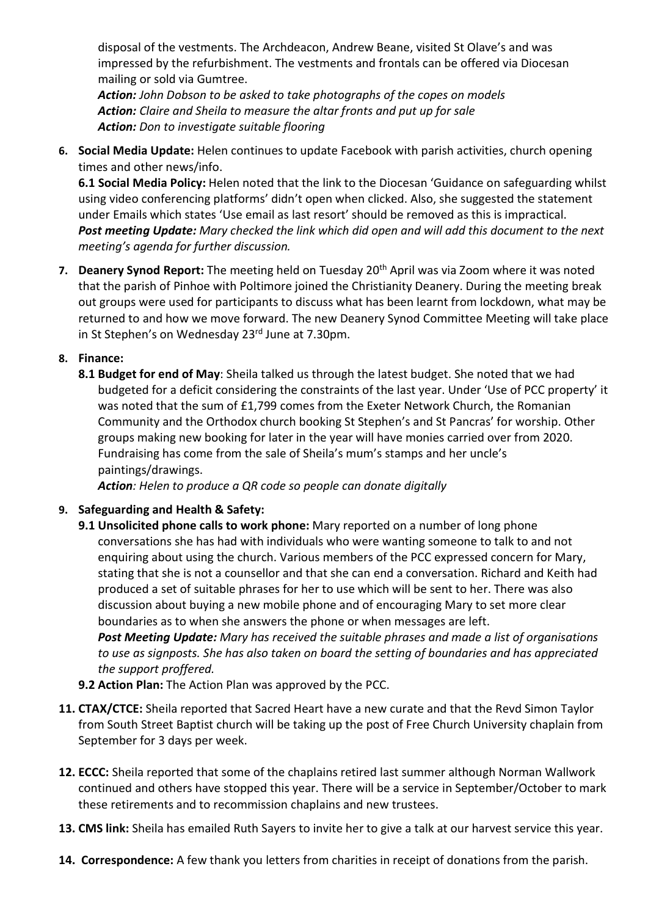disposal of the vestments. The Archdeacon, Andrew Beane, visited St Olave's and was impressed by the refurbishment. The vestments and frontals can be offered via Diocesan mailing or sold via Gumtree.

***Action:** John Dobson to be asked to take photographs of the copes on models*
***Action:** Claire and Sheila to measure the altar fronts and put up for sale*
***Action:** Don to investigate suitable flooring*

**6. Social Media Update:** Helen continues to update Facebook with parish activities, church opening times and other news/info.

**6.1 Social Media Policy:** Helen noted that the link to the Diocesan 'Guidance on safeguarding whilst using video conferencing platforms' didn't open when clicked. Also, she suggested the statement under Emails which states 'Use email as last resort' should be removed as this is impractical.
***Post meeting Update:** Mary checked the link which did open and will add this document to the next meeting's agenda for further discussion.*

**7. Deanery Synod Report:** The meeting held on Tuesday 20th April was via Zoom where it was noted that the parish of Pinhoe with Poltimore joined the Christianity Deanery. During the meeting break out groups were used for participants to discuss what has been learnt from lockdown, what may be returned to and how we move forward. The new Deanery Synod Committee Meeting will take place in St Stephen's on Wednesday 23rd June at 7.30pm.

**8. Finance:**

**8.1 Budget for end of May**: Sheila talked us through the latest budget. She noted that we had budgeted for a deficit considering the constraints of the last year. Under 'Use of PCC property' it was noted that the sum of £1,799 comes from the Exeter Network Church, the Romanian Community and the Orthodox church booking St Stephen's and St Pancras' for worship. Other groups making new booking for later in the year will have monies carried over from 2020. Fundraising has come from the sale of Sheila's mum's stamps and her uncle's paintings/drawings.
***Action**: Helen to produce a QR code so people can donate digitally*

**9. Safeguarding and Health & Safety:**

**9.1 Unsolicited phone calls to work phone:** Mary reported on a number of long phone conversations she has had with individuals who were wanting someone to talk to and not enquiring about using the church. Various members of the PCC expressed concern for Mary, stating that she is not a counsellor and that she can end a conversation. Richard and Keith had produced a set of suitable phrases for her to use which will be sent to her. There was also discussion about buying a new mobile phone and of encouraging Mary to set more clear boundaries as to when she answers the phone or when messages are left.
***Post Meeting Update:** Mary has received the suitable phrases and made a list of organisations to use as signposts. She has also taken on board the setting of boundaries and has appreciated the support proffered.*

**9.2 Action Plan:** The Action Plan was approved by the PCC.

**11. CTAX/CTCE:** Sheila reported that Sacred Heart have a new curate and that the Revd Simon Taylor from South Street Baptist church will be taking up the post of Free Church University chaplain from September for 3 days per week.

**12. ECCC:** Sheila reported that some of the chaplains retired last summer although Norman Wallwork continued and others have stopped this year. There will be a service in September/October to mark these retirements and to recommission chaplains and new trustees.

**13. CMS link:** Sheila has emailed Ruth Sayers to invite her to give a talk at our harvest service this year.

**14. Correspondence:** A few thank you letters from charities in receipt of donations from the parish.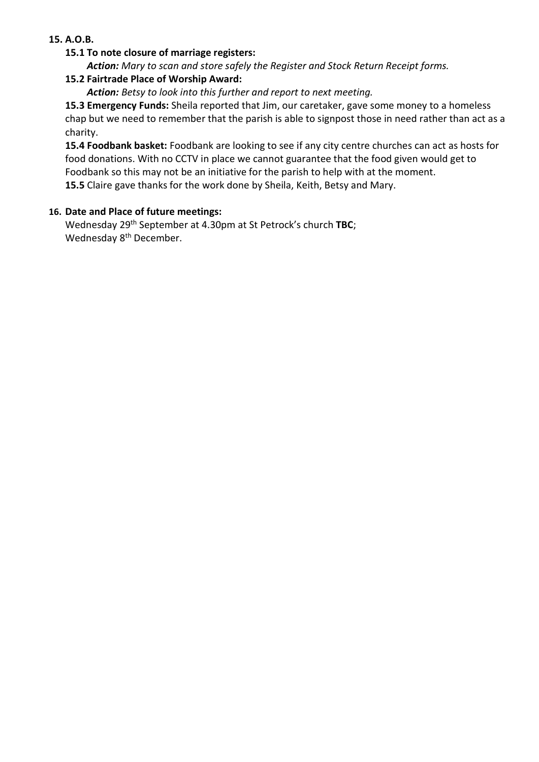**15. A.O.B.**

**15.1 To note closure of marriage registers:**

***Action:*** *Mary to scan and store safely the Register and Stock Return Receipt forms.*

**15.2 Fairtrade Place of Worship Award:**

***Action:*** *Betsy to look into this further and report to next meeting.*

**15.3 Emergency Funds:** Sheila reported that Jim, our caretaker, gave some money to a homeless chap but we need to remember that the parish is able to signpost those in need rather than act as a charity.

**15.4 Foodbank basket:** Foodbank are looking to see if any city centre churches can act as hosts for food donations. With no CCTV in place we cannot guarantee that the food given would get to Foodbank so this may not be an initiative for the parish to help with at the moment.

**15.5** Claire gave thanks for the work done by Sheila, Keith, Betsy and Mary.

**16. Date and Place of future meetings:**

Wednesday 29th September at 4.30pm at St Petrock's church **TBC**;
Wednesday 8th December.